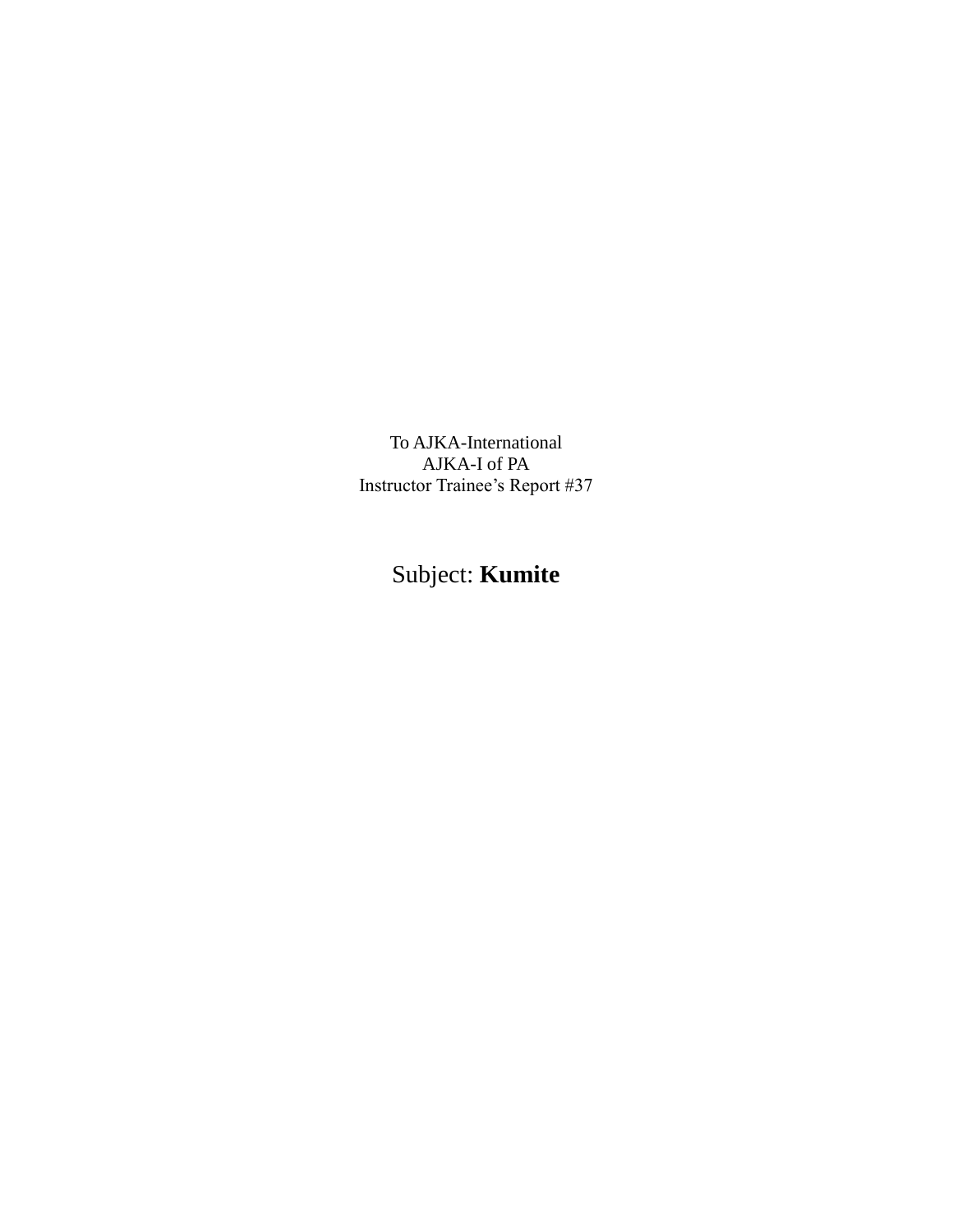To AJKA-International
AJKA-I of PA
Instructor Trainee's Report #37

# Subject: **Kumite**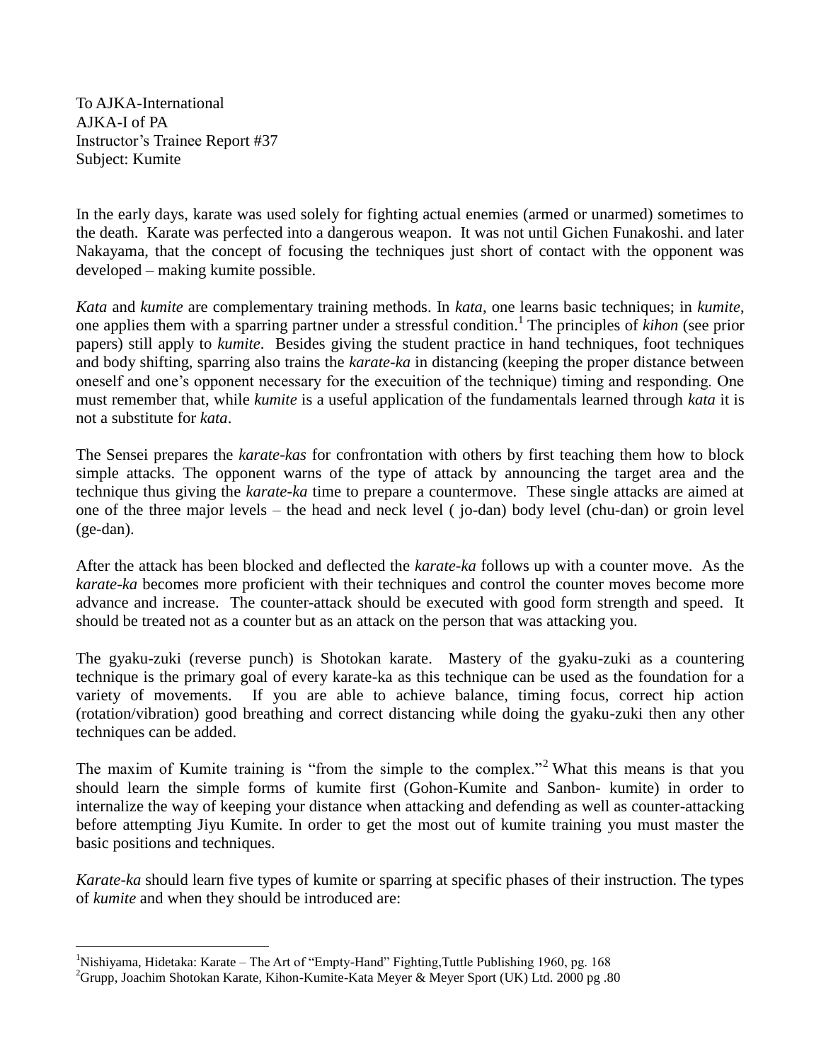To AJKA-International
AJKA-I of PA
Instructor's Trainee Report #37
Subject: Kumite

In the early days, karate was used solely for fighting actual enemies (armed or unarmed) sometimes to the death. Karate was perfected into a dangerous weapon. It was not until Gichen Funakoshi. and later Nakayama, that the concept of focusing the techniques just short of contact with the opponent was developed – making kumite possible.

*Kata* and *kumite* are complementary training methods. In *kata*, one learns basic techniques; in *kumite*, one applies them with a sparring partner under a stressful condition.[1] The principles of *kihon* (see prior papers) still apply to *kumite*. Besides giving the student practice in hand techniques, foot techniques and body shifting, sparring also trains the *karate-ka* in distancing (keeping the proper distance between oneself and one's opponent necessary for the execuition of the technique) timing and responding. One must remember that, while *kumite* is a useful application of the fundamentals learned through *kata* it is not a substitute for *kata*.

The Sensei prepares the *karate-kas* for confrontation with others by first teaching them how to block simple attacks. The opponent warns of the type of attack by announcing the target area and the technique thus giving the *karate-ka* time to prepare a countermove. These single attacks are aimed at one of the three major levels – the head and neck level ( jo-dan) body level (chu-dan) or groin level (ge-dan).

After the attack has been blocked and deflected the *karate-ka* follows up with a counter move. As the *karate-ka* becomes more proficient with their techniques and control the counter moves become more advance and increase. The counter-attack should be executed with good form strength and speed. It should be treated not as a counter but as an attack on the person that was attacking you.

The gyaku-zuki (reverse punch) is Shotokan karate. Mastery of the gyaku-zuki as a countering technique is the primary goal of every karate-ka as this technique can be used as the foundation for a variety of movements. If you are able to achieve balance, timing focus, correct hip action (rotation/vibration) good breathing and correct distancing while doing the gyaku-zuki then any other techniques can be added.

The maxim of Kumite training is "from the simple to the complex."[2] What this means is that you should learn the simple forms of kumite first (Gohon-Kumite and Sanbon- kumite) in order to internalize the way of keeping your distance when attacking and defending as well as counter-attacking before attempting Jiyu Kumite. In order to get the most out of kumite training you must master the basic positions and techniques.

*Karate-ka* should learn five types of kumite or sparring at specific phases of their instruction. The types of *kumite* and when they should be introduced are:

---

[1]Nishiyama, Hidetaka: Karate – The Art of "Empty-Hand" Fighting,Tuttle Publishing 1960, pg. 168

[2]Grupp, Joachim Shotokan Karate, Kihon-Kumite-Kata Meyer & Meyer Sport (UK) Ltd. 2000 pg .80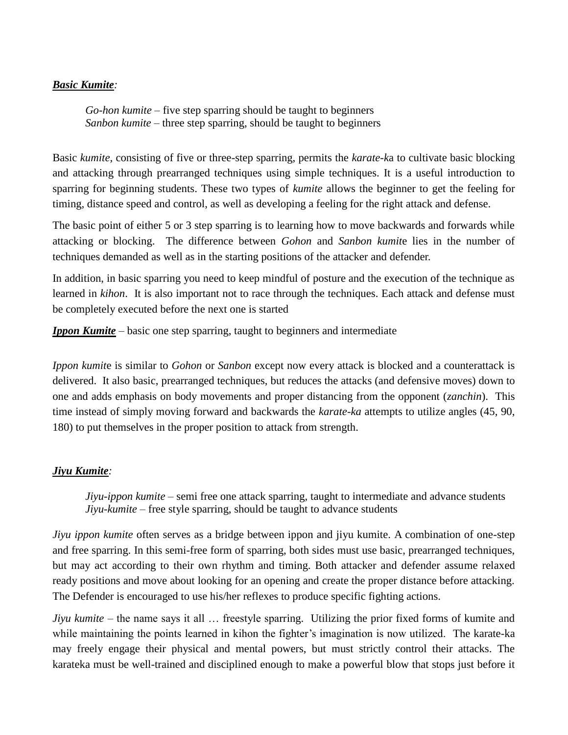***Basic Kumite:***

*Go-hon kumite* – five step sparring should be taught to beginners
*Sanbon kumite* – three step sparring, should be taught to beginners

Basic *kumite,* consisting of five or three-step sparring, permits the *karate-k*a to cultivate basic blocking and attacking through prearranged techniques using simple techniques. It is a useful introduction to sparring for beginning students. These two types of *kumite* allows the beginner to get the feeling for timing, distance speed and control, as well as developing a feeling for the right attack and defense.

The basic point of either 5 or 3 step sparring is to learning how to move backwards and forwards while attacking or blocking. The difference between *Gohon* and *Sanbon kumit*e lies in the number of techniques demanded as well as in the starting positions of the attacker and defender.

In addition, in basic sparring you need to keep mindful of posture and the execution of the technique as learned in *kihon*. It is also important not to race through the techniques. Each attack and defense must be completely executed before the next one is started

***Ippon Kumite*** – basic one step sparring, taught to beginners and intermediate

*Ippon kumit*e is similar to *Gohon* or *Sanbon* except now every attack is blocked and a counterattack is delivered. It also basic, prearranged techniques, but reduces the attacks (and defensive moves) down to one and adds emphasis on body movements and proper distancing from the opponent (*zanchin*). This time instead of simply moving forward and backwards the *karate-ka* attempts to utilize angles (45, 90, 180) to put themselves in the proper position to attack from strength.

***Jiyu Kumite:***

*Jiyu-ippon kumite* – semi free one attack sparring, taught to intermediate and advance students
*Jiyu-kumite* – free style sparring, should be taught to advance students

*Jiyu ippon kumite* often serves as a bridge between ippon and jiyu kumite. A combination of one-step and free sparring. In this semi-free form of sparring, both sides must use basic, prearranged techniques, but may act according to their own rhythm and timing. Both attacker and defender assume relaxed ready positions and move about looking for an opening and create the proper distance before attacking. The Defender is encouraged to use his/her reflexes to produce specific fighting actions.

*Jiyu kumite* – the name says it all … freestyle sparring. Utilizing the prior fixed forms of kumite and while maintaining the points learned in kihon the fighter's imagination is now utilized. The karate-ka may freely engage their physical and mental powers, but must strictly control their attacks. The karateka must be well-trained and disciplined enough to make a powerful blow that stops just before it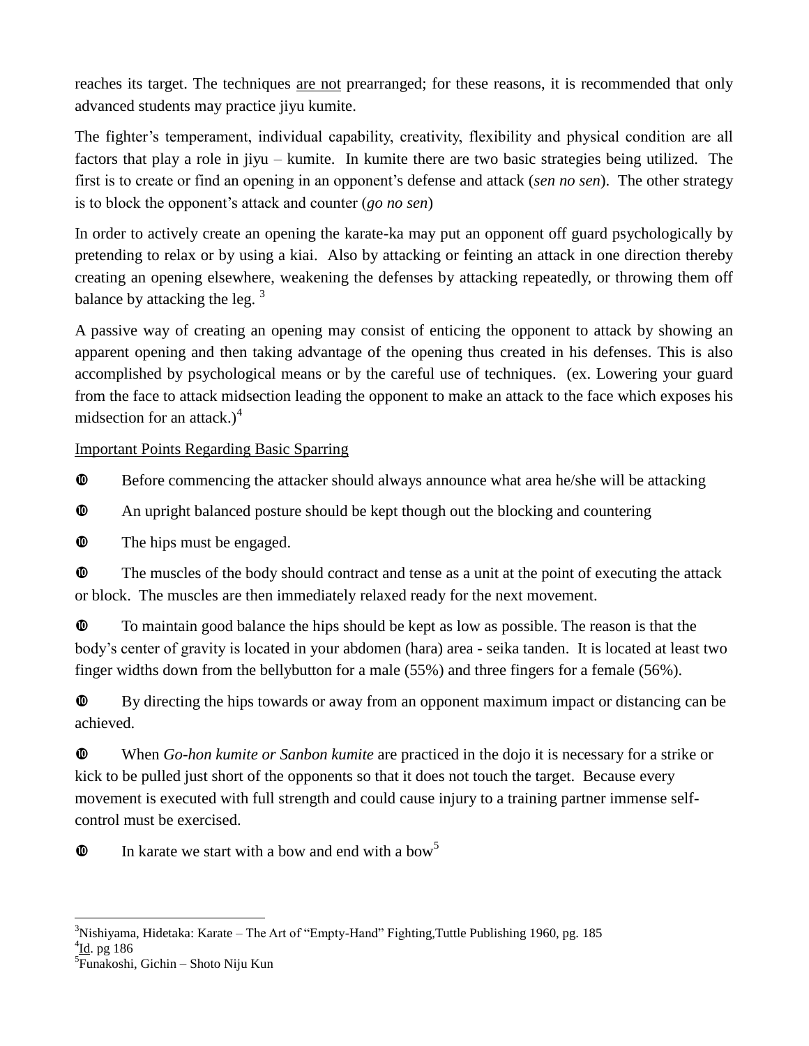reaches its target. The techniques are not prearranged; for these reasons, it is recommended that only advanced students may practice jiyu kumite.

The fighter's temperament, individual capability, creativity, flexibility and physical condition are all factors that play a role in jiyu – kumite. In kumite there are two basic strategies being utilized. The first is to create or find an opening in an opponent's defense and attack (*sen no sen*). The other strategy is to block the opponent's attack and counter (*go no sen*)

In order to actively create an opening the karate-ka may put an opponent off guard psychologically by pretending to relax or by using a kiai. Also by attacking or feinting an attack in one direction thereby creating an opening elsewhere, weakening the defenses by attacking repeatedly, or throwing them off balance by attacking the leg. [3]

A passive way of creating an opening may consist of enticing the opponent to attack by showing an apparent opening and then taking advantage of the opening thus created in his defenses. This is also accomplished by psychological means or by the careful use of techniques. (ex. Lowering your guard from the face to attack midsection leading the opponent to make an attack to the face which exposes his midsection for an attack.)[4]

Important Points Regarding Basic Sparring

- Before commencing the attacker should always announce what area he/she will be attacking
- An upright balanced posture should be kept though out the blocking and countering
- The hips must be engaged.
- The muscles of the body should contract and tense as a unit at the point of executing the attack or block. The muscles are then immediately relaxed ready for the next movement.
- To maintain good balance the hips should be kept as low as possible. The reason is that the body's center of gravity is located in your abdomen (hara) area - seika tanden. It is located at least two finger widths down from the bellybutton for a male (55%) and three fingers for a female (56%).
- By directing the hips towards or away from an opponent maximum impact or distancing can be achieved.
- When *Go-hon kumite or Sanbon kumite* are practiced in the dojo it is necessary for a strike or kick to be pulled just short of the opponents so that it does not touch the target. Because every movement is executed with full strength and could cause injury to a training partner immense self-control must be exercised.
- In karate we start with a bow and end with a bow[5]

---

[3] Nishiyama, Hidetaka: Karate – The Art of "Empty-Hand" Fighting,Tuttle Publishing 1960, pg. 185

[4] Id. pg 186

[5] Funakoshi, Gichin – Shoto Niju Kun